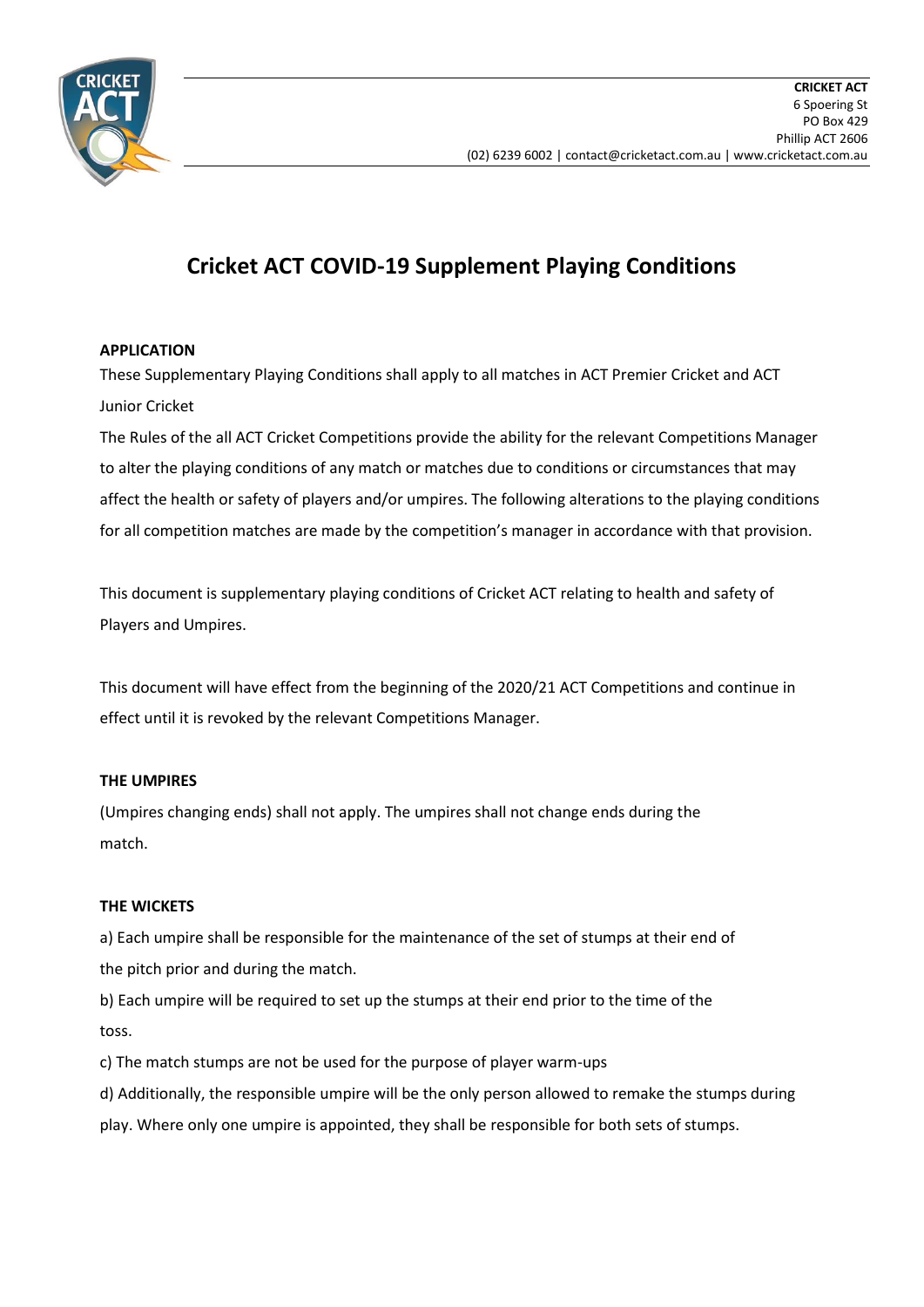**CRICKET ACT**
6 Spoering St
PO Box 429
Phillip ACT 2606
(02) 6239 6002 | contact@cricketact.com.au | www.cricketact.com.au

# Cricket ACT COVID-19 Supplement Playing Conditions

**APPLICATION**

These Supplementary Playing Conditions shall apply to all matches in ACT Premier Cricket and ACT Junior Cricket

The Rules of the all ACT Cricket Competitions provide the ability for the relevant Competitions Manager to alter the playing conditions of any match or matches due to conditions or circumstances that may affect the health or safety of players and/or umpires. The following alterations to the playing conditions for all competition matches are made by the competition's manager in accordance with that provision.

This document is supplementary playing conditions of Cricket ACT relating to health and safety of Players and Umpires.

This document will have effect from the beginning of the 2020/21 ACT Competitions and continue in effect until it is revoked by the relevant Competitions Manager.

**THE UMPIRES**

(Umpires changing ends) shall not apply. The umpires shall not change ends during the match.

**THE WICKETS**

a) Each umpire shall be responsible for the maintenance of the set of stumps at their end of the pitch prior and during the match.

b) Each umpire will be required to set up the stumps at their end prior to the time of the toss.

c) The match stumps are not be used for the purpose of player warm-ups

d) Additionally, the responsible umpire will be the only person allowed to remake the stumps during play. Where only one umpire is appointed, they shall be responsible for both sets of stumps.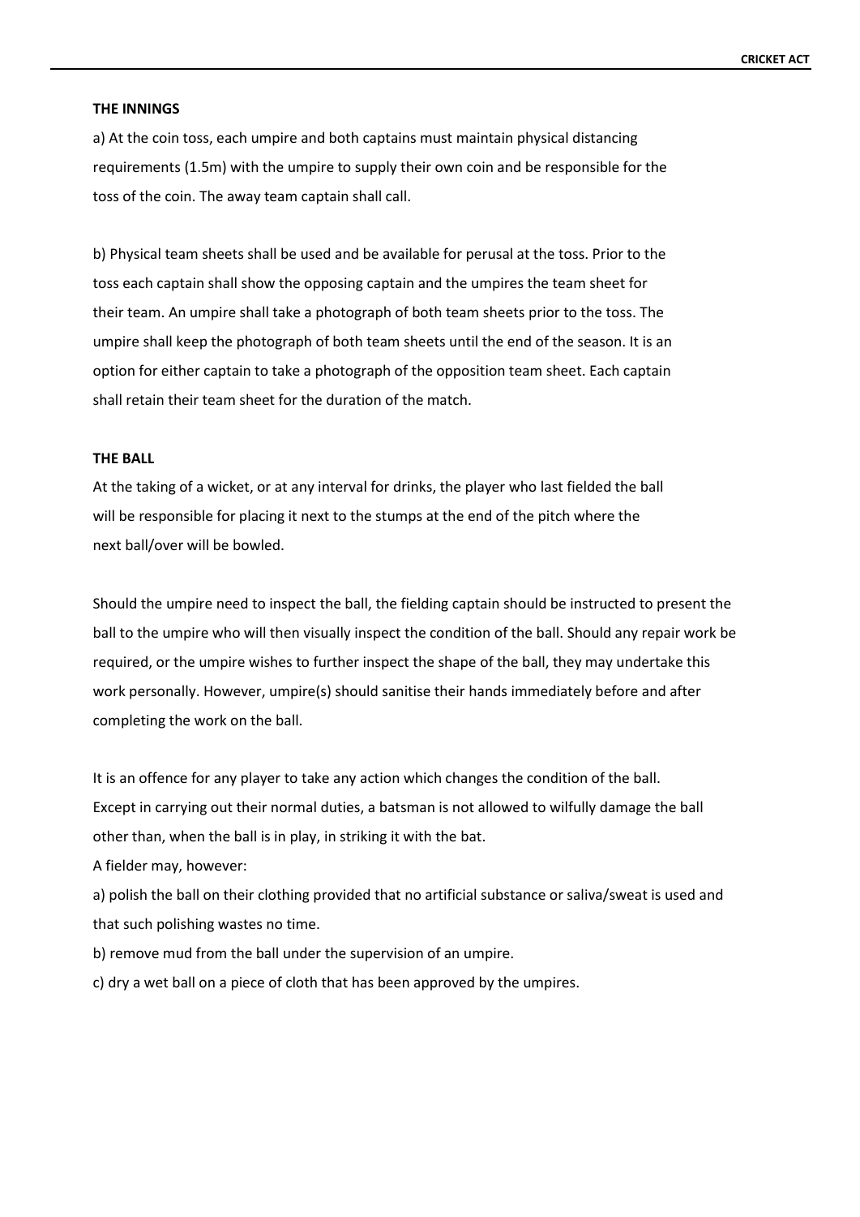### THE INNINGS

a) At the coin toss, each umpire and both captains must maintain physical distancing requirements (1.5m) with the umpire to supply their own coin and be responsible for the toss of the coin. The away team captain shall call.

b) Physical team sheets shall be used and be available for perusal at the toss. Prior to the toss each captain shall show the opposing captain and the umpires the team sheet for their team. An umpire shall take a photograph of both team sheets prior to the toss. The umpire shall keep the photograph of both team sheets until the end of the season. It is an option for either captain to take a photograph of the opposition team sheet. Each captain shall retain their team sheet for the duration of the match.

### THE BALL

At the taking of a wicket, or at any interval for drinks, the player who last fielded the ball will be responsible for placing it next to the stumps at the end of the pitch where the next ball/over will be bowled.

Should the umpire need to inspect the ball, the fielding captain should be instructed to present the ball to the umpire who will then visually inspect the condition of the ball. Should any repair work be required, or the umpire wishes to further inspect the shape of the ball, they may undertake this work personally. However, umpire(s) should sanitise their hands immediately before and after completing the work on the ball.

It is an offence for any player to take any action which changes the condition of the ball. Except in carrying out their normal duties, a batsman is not allowed to wilfully damage the ball other than, when the ball is in play, in striking it with the bat.

A fielder may, however:

a) polish the ball on their clothing provided that no artificial substance or saliva/sweat is used and that such polishing wastes no time.

b) remove mud from the ball under the supervision of an umpire.

c) dry a wet ball on a piece of cloth that has been approved by the umpires.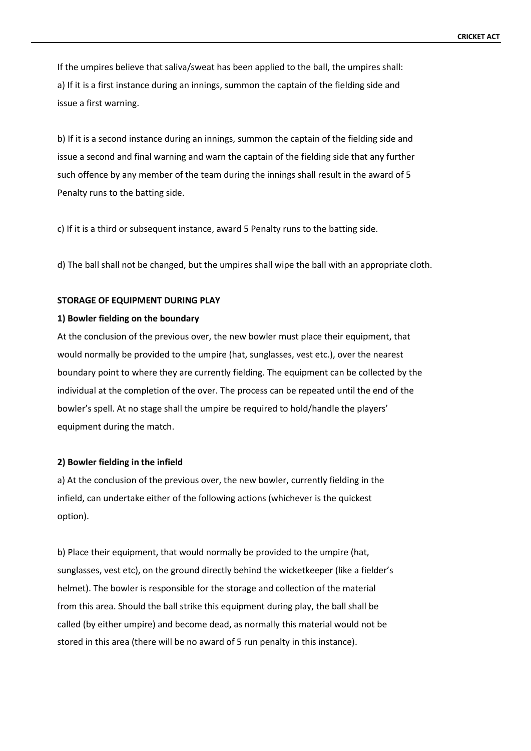If the umpires believe that saliva/sweat has been applied to the ball, the umpires shall:

a) If it is a first instance during an innings, summon the captain of the fielding side and issue a first warning.

b) If it is a second instance during an innings, summon the captain of the fielding side and issue a second and final warning and warn the captain of the fielding side that any further such offence by any member of the team during the innings shall result in the award of 5 Penalty runs to the batting side.

c) If it is a third or subsequent instance, award 5 Penalty runs to the batting side.

d) The ball shall not be changed, but the umpires shall wipe the ball with an appropriate cloth.

**STORAGE OF EQUIPMENT DURING PLAY**

**1) Bowler fielding on the boundary**

At the conclusion of the previous over, the new bowler must place their equipment, that would normally be provided to the umpire (hat, sunglasses, vest etc.), over the nearest boundary point to where they are currently fielding. The equipment can be collected by the individual at the completion of the over. The process can be repeated until the end of the bowler's spell. At no stage shall the umpire be required to hold/handle the players' equipment during the match.

**2) Bowler fielding in the infield**

a) At the conclusion of the previous over, the new bowler, currently fielding in the infield, can undertake either of the following actions (whichever is the quickest option).

b) Place their equipment, that would normally be provided to the umpire (hat, sunglasses, vest etc), on the ground directly behind the wicketkeeper (like a fielder's helmet). The bowler is responsible for the storage and collection of the material from this area. Should the ball strike this equipment during play, the ball shall be called (by either umpire) and become dead, as normally this material would not be stored in this area (there will be no award of 5 run penalty in this instance).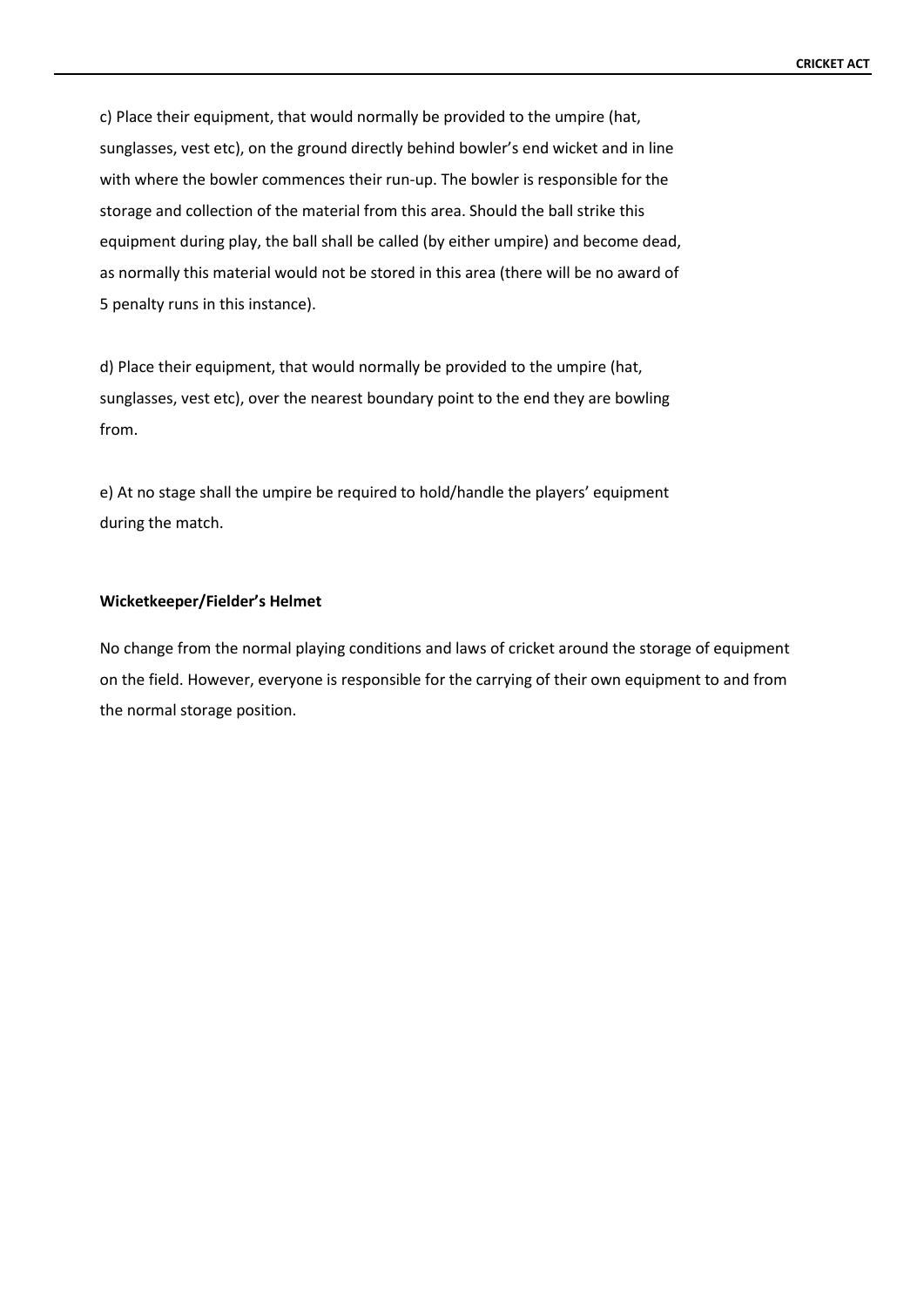c) Place their equipment, that would normally be provided to the umpire (hat, sunglasses, vest etc), on the ground directly behind bowler's end wicket and in line with where the bowler commences their run-up. The bowler is responsible for the storage and collection of the material from this area. Should the ball strike this equipment during play, the ball shall be called (by either umpire) and become dead, as normally this material would not be stored in this area (there will be no award of 5 penalty runs in this instance).

d) Place their equipment, that would normally be provided to the umpire (hat, sunglasses, vest etc), over the nearest boundary point to the end they are bowling from.

e) At no stage shall the umpire be required to hold/handle the players' equipment during the match.

**Wicketkeeper/Fielder's Helmet**

No change from the normal playing conditions and laws of cricket around the storage of equipment on the field. However, everyone is responsible for the carrying of their own equipment to and from the normal storage position.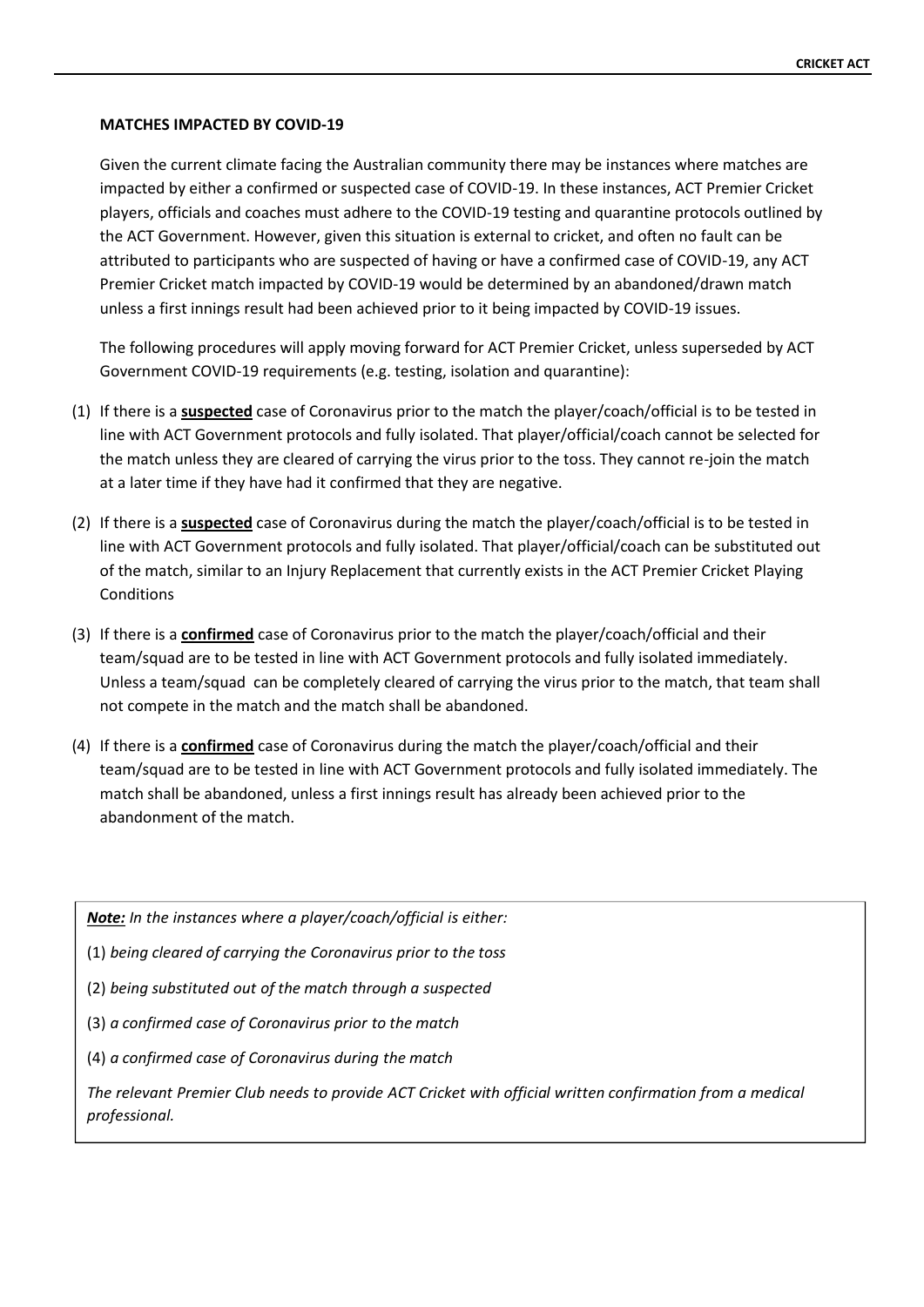## MATCHES IMPACTED BY COVID-19

Given the current climate facing the Australian community there may be instances where matches are impacted by either a confirmed or suspected case of COVID-19. In these instances, ACT Premier Cricket players, officials and coaches must adhere to the COVID-19 testing and quarantine protocols outlined by the ACT Government. However, given this situation is external to cricket, and often no fault can be attributed to participants who are suspected of having or have a confirmed case of COVID-19, any ACT Premier Cricket match impacted by COVID-19 would be determined by an abandoned/drawn match unless a first innings result had been achieved prior to it being impacted by COVID-19 issues.

The following procedures will apply moving forward for ACT Premier Cricket, unless superseded by ACT Government COVID-19 requirements (e.g. testing, isolation and quarantine):

(1) If there is a **suspected** case of Coronavirus prior to the match the player/coach/official is to be tested in line with ACT Government protocols and fully isolated. That player/official/coach cannot be selected for the match unless they are cleared of carrying the virus prior to the toss. They cannot re-join the match at a later time if they have had it confirmed that they are negative.

(2) If there is a **suspected** case of Coronavirus during the match the player/coach/official is to be tested in line with ACT Government protocols and fully isolated. That player/official/coach can be substituted out of the match, similar to an Injury Replacement that currently exists in the ACT Premier Cricket Playing Conditions

(3) If there is a **confirmed** case of Coronavirus prior to the match the player/coach/official and their team/squad are to be tested in line with ACT Government protocols and fully isolated immediately. Unless a team/squad can be completely cleared of carrying the virus prior to the match, that team shall not compete in the match and the match shall be abandoned.

(4) If there is a **confirmed** case of Coronavirus during the match the player/coach/official and their team/squad are to be tested in line with ACT Government protocols and fully isolated immediately. The match shall be abandoned, unless a first innings result has already been achieved prior to the abandonment of the match.

***Note:*** *In the instances where a player/coach/official is either:*

(1) *being cleared of carrying the Coronavirus prior to the toss*

(2) *being substituted out of the match through a suspected*

(3) *a confirmed case of Coronavirus prior to the match*

(4) *a confirmed case of Coronavirus during the match*

*The relevant Premier Club needs to provide ACT Cricket with official written confirmation from a medical professional.*